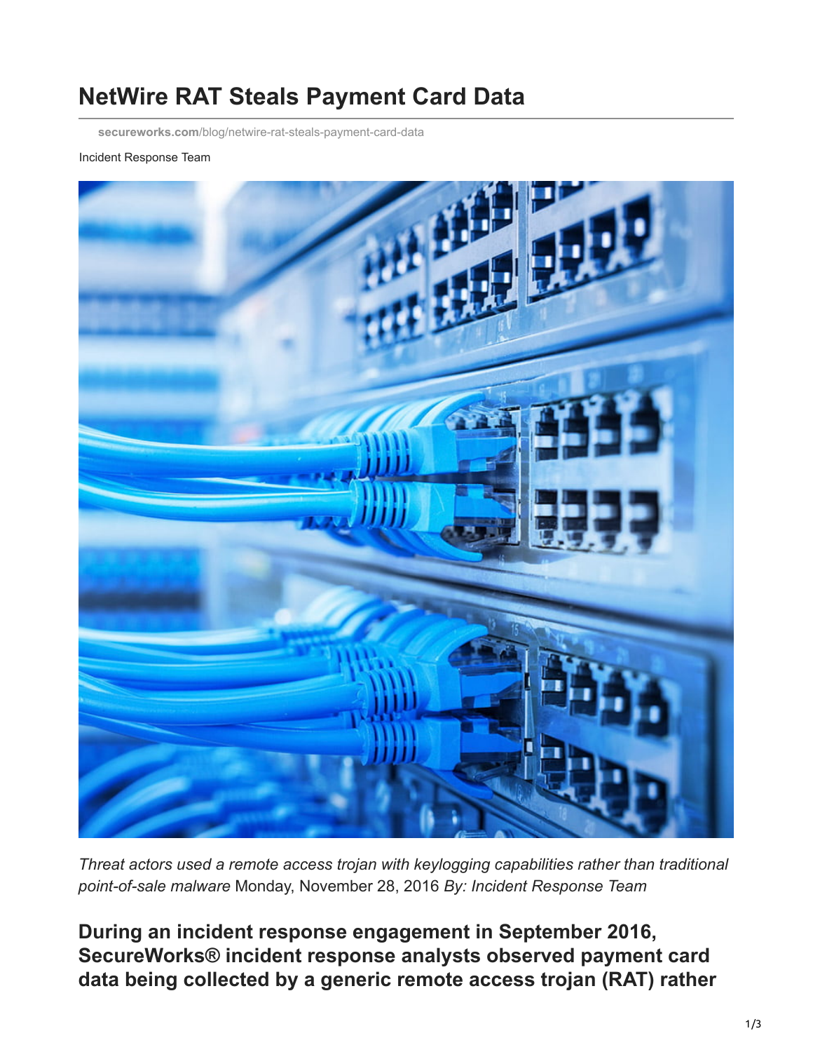# NetWire RAT Steals Payment Card Data

secureworks.com/blog/netwire-rat-steals-payment-card-data

Incident Response Team

*Threat actors used a remote access trojan with keylogging capabilities rather than traditional point-of-sale malware* Monday, November 28, 2016 *By: Incident Response Team*

**During an incident response engagement in September 2016, SecureWorks® incident response analysts observed payment card data being collected by a generic remote access trojan (RAT) rather**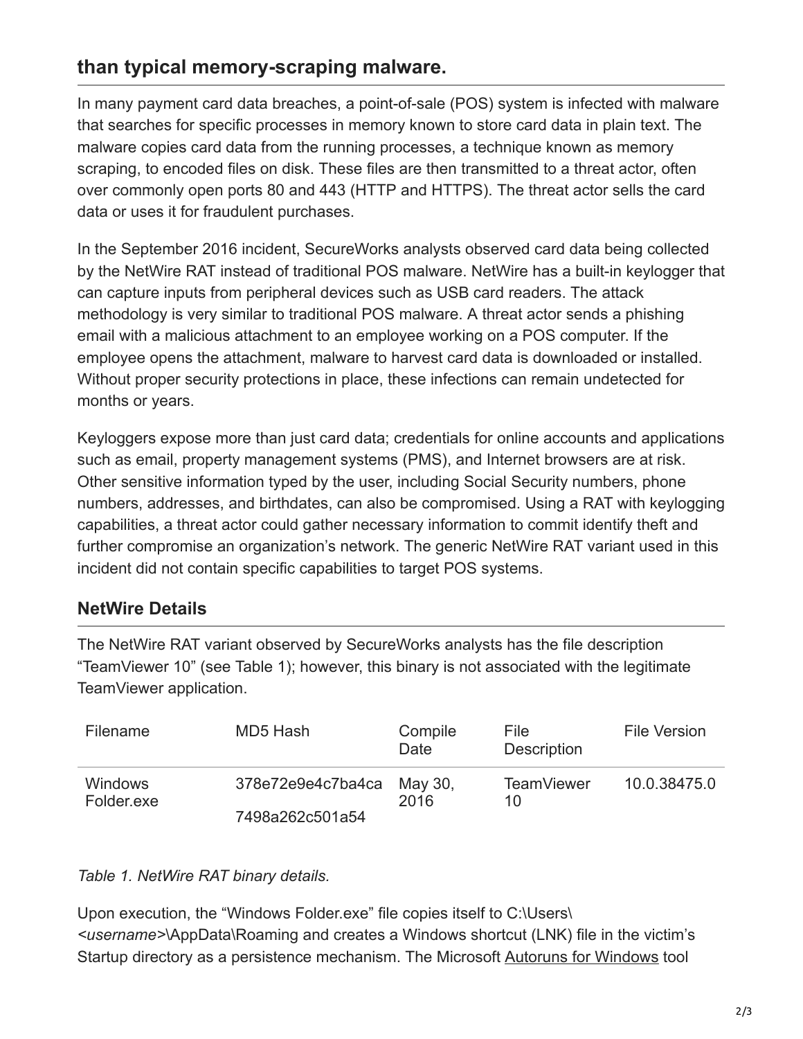## than typical memory-scraping malware.

In many payment card data breaches, a point-of-sale (POS) system is infected with malware that searches for specific processes in memory known to store card data in plain text. The malware copies card data from the running processes, a technique known as memory scraping, to encoded files on disk. These files are then transmitted to a threat actor, often over commonly open ports 80 and 443 (HTTP and HTTPS). The threat actor sells the card data or uses it for fraudulent purchases.

In the September 2016 incident, SecureWorks analysts observed card data being collected by the NetWire RAT instead of traditional POS malware. NetWire has a built-in keylogger that can capture inputs from peripheral devices such as USB card readers. The attack methodology is very similar to traditional POS malware. A threat actor sends a phishing email with a malicious attachment to an employee working on a POS computer. If the employee opens the attachment, malware to harvest card data is downloaded or installed. Without proper security protections in place, these infections can remain undetected for months or years.

Keyloggers expose more than just card data; credentials for online accounts and applications such as email, property management systems (PMS), and Internet browsers are at risk. Other sensitive information typed by the user, including Social Security numbers, phone numbers, addresses, and birthdates, can also be compromised. Using a RAT with keylogging capabilities, a threat actor could gather necessary information to commit identify theft and further compromise an organization's network. The generic NetWire RAT variant used in this incident did not contain specific capabilities to target POS systems.

### NetWire Details

The NetWire RAT variant observed by SecureWorks analysts has the file description "TeamViewer 10" (see Table 1); however, this binary is not associated with the legitimate TeamViewer application.

| Filename | MD5 Hash | Compile Date | File Description | File Version |
|---|---|---|---|---|
| Windows Folder.exe | 378e72e9e4c7ba4ca7498a262c501a54 | May 30, 2016 | TeamViewer 10 | 10.0.38475.0 |

*Table 1. NetWire RAT binary details.*

Upon execution, the "Windows Folder.exe" file copies itself to C:\Users\\*<username>*\AppData\Roaming and creates a Windows shortcut (LNK) file in the victim's Startup directory as a persistence mechanism. The Microsoft Autoruns for Windows tool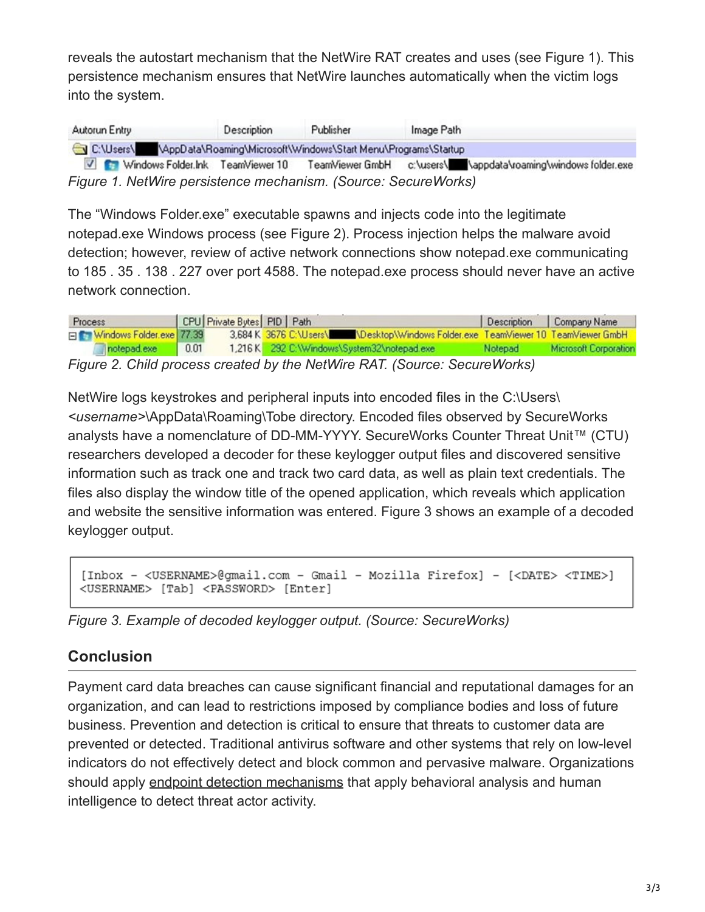reveals the autostart mechanism that the NetWire RAT creates and uses (see Figure 1). This persistence mechanism ensures that NetWire launches automatically when the victim logs into the system.

| Autorun Entry | Description | Publisher | Image Path |
|---|---|---|---|
| C:\Users\\[redacted]\AppData\Roaming\Microsoft\Windows\Start Menu\Programs\Startup | | | |
| Windows Folder.lnk | TeamViewer 10 | TeamViewer GmbH | c:\users\\[redacted]\appdata\roaming\windows folder.exe |

*Figure 1. NetWire persistence mechanism. (Source: SecureWorks)*

The “Windows Folder.exe” executable spawns and injects code into the legitimate notepad.exe Windows process (see Figure 2). Process injection helps the malware avoid detection; however, review of active network connections show notepad.exe communicating to 185 . 35 . 138 . 227 over port 4588. The notepad.exe process should never have an active network connection.

| Process | CPU | Private Bytes | PID | Path | Description | Company Name |
|---|---|---|---|---|---|---|
| Windows Folder.exe | 77.39 | 3,684 K | 3676 | C:\Users\\[redacted]\Desktop\Windows Folder.exe | TeamViewer 10 | TeamViewer GmbH |
| notepad.exe | 0.01 | 1,216 K | 292 | C:\Windows\System32\notepad.exe | Notepad | Microsoft Corporation |

*Figure 2. Child process created by the NetWire RAT. (Source: SecureWorks)*

NetWire logs keystrokes and peripheral inputs into encoded files in the C:\Users\\*<username>*\AppData\Roaming\Tobe directory. Encoded files observed by SecureWorks analysts have a nomenclature of DD-MM-YYYY. SecureWorks Counter Threat Unit™ (CTU) researchers developed a decoder for these keylogger output files and discovered sensitive information such as track one and track two card data, as well as plain text credentials. The files also display the window title of the opened application, which reveals which application and website the sensitive information was entered. Figure 3 shows an example of a decoded keylogger output.

```
[Inbox - <USERNAME>@gmail.com - Gmail - Mozilla Firefox] - [<DATE> <TIME>]
<USERNAME> [Tab] <PASSWORD> [Enter]
```

*Figure 3. Example of decoded keylogger output. (Source: SecureWorks)*

## Conclusion

Payment card data breaches can cause significant financial and reputational damages for an organization, and can lead to restrictions imposed by compliance bodies and loss of future business. Prevention and detection is critical to ensure that threats to customer data are prevented or detected. Traditional antivirus software and other systems that rely on low-level indicators do not effectively detect and block common and pervasive malware. Organizations should apply endpoint detection mechanisms that apply behavioral analysis and human intelligence to detect threat actor activity.